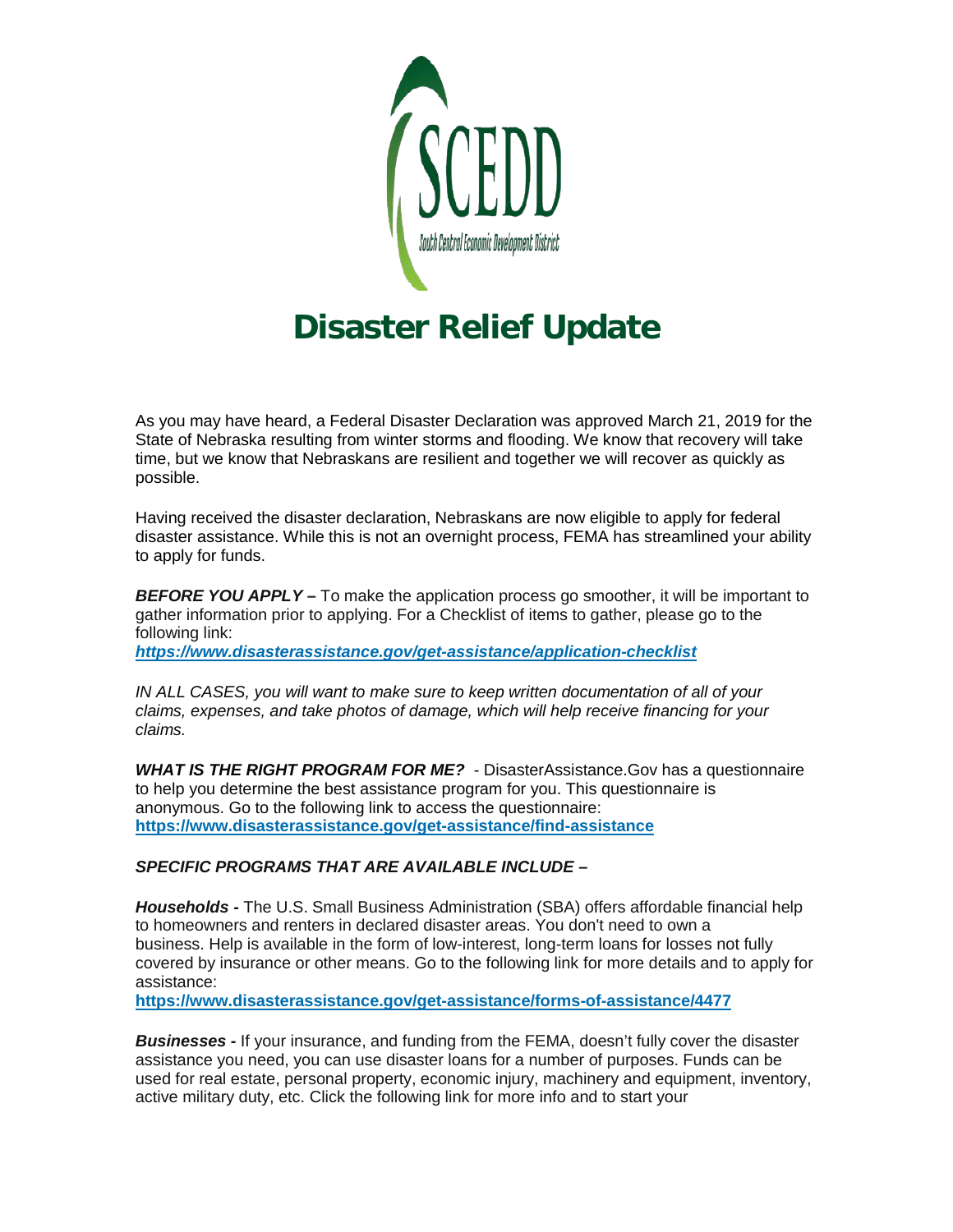SCEDD

South Central Economic Development District

# Disaster Relief Update

As you may have heard, a Federal Disaster Declaration was approved March 21, 2019 for the State of Nebraska resulting from winter storms and flooding. We know that recovery will take time, but we know that Nebraskans are resilient and together we will recover as quickly as possible.

Having received the disaster declaration, Nebraskans are now eligible to apply for federal disaster assistance. While this is not an overnight process, FEMA has streamlined your ability to apply for funds.

***BEFORE YOU APPLY –*** To make the application process go smoother, it will be important to gather information prior to applying. For a Checklist of items to gather, please go to the following link:
***https://www.disasterassistance.gov/get-assistance/application-checklist***

*IN ALL CASES, you will want to make sure to keep written documentation of all of your claims, expenses, and take photos of damage, which will help receive financing for your claims.*

***WHAT IS THE RIGHT PROGRAM FOR ME?*** - DisasterAssistance.Gov has a questionnaire to help you determine the best assistance program for you. This questionnaire is anonymous. Go to the following link to access the questionnaire:
**https://www.disasterassistance.gov/get-assistance/find-assistance**

***SPECIFIC PROGRAMS THAT ARE AVAILABLE INCLUDE –***

***Households -*** The U.S. Small Business Administration (SBA) offers affordable financial help to homeowners and renters in declared disaster areas. You don't need to own a business. Help is available in the form of low-interest, long-term loans for losses not fully covered by insurance or other means. Go to the following link for more details and to apply for assistance:
**https://www.disasterassistance.gov/get-assistance/forms-of-assistance/4477**

***Businesses -*** If your insurance, and funding from the FEMA, doesn't fully cover the disaster assistance you need, you can use disaster loans for a number of purposes. Funds can be used for real estate, personal property, economic injury, machinery and equipment, inventory, active military duty, etc. Click the following link for more info and to start your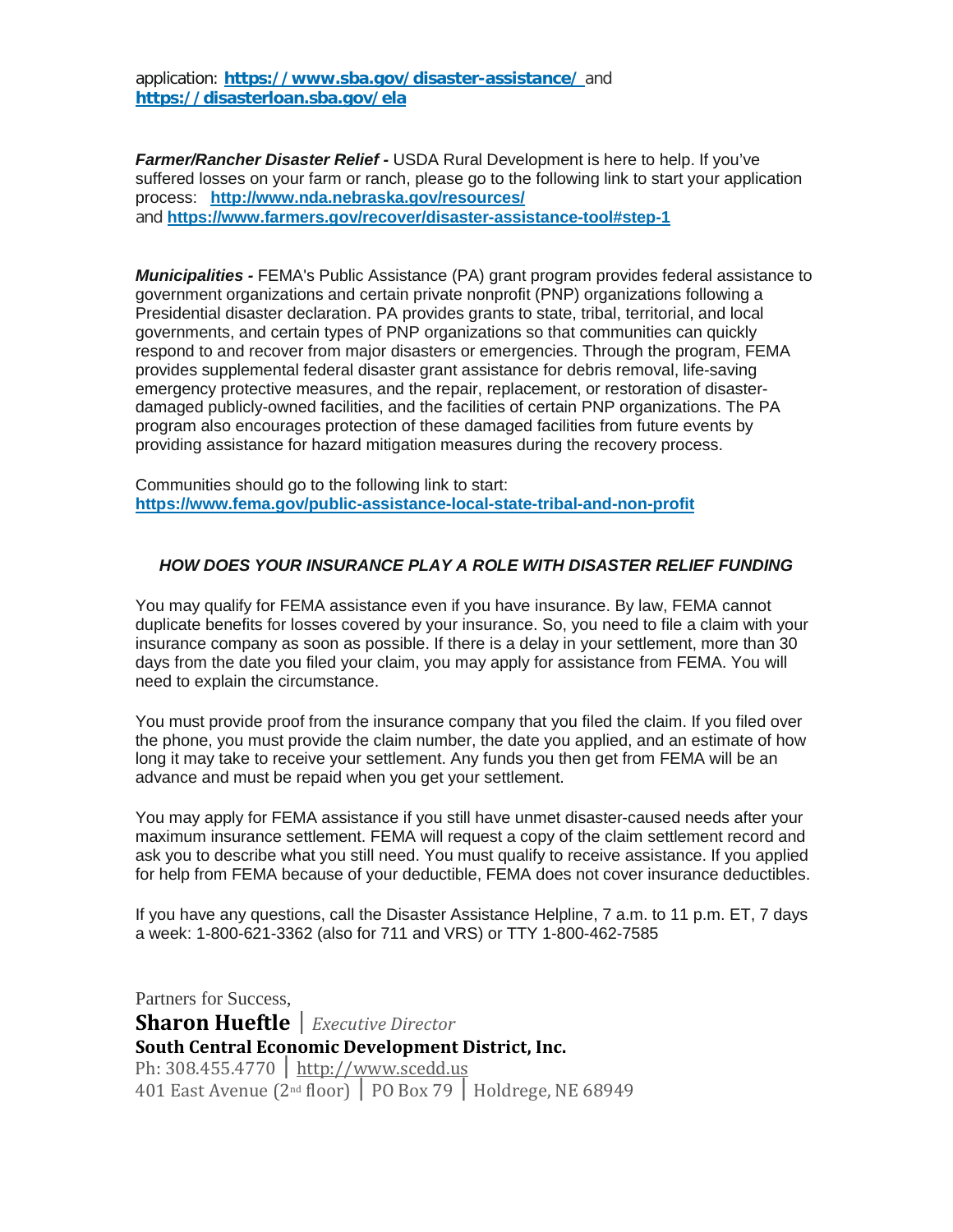application: **https://www.sba.gov/disaster-assistance/** and **https://disasterloan.sba.gov/ela**

***Farmer/Rancher Disaster Relief -*** USDA Rural Development is here to help. If you've suffered losses on your farm or ranch, please go to the following link to start your application process: **http://www.nda.nebraska.gov/resources/** and **https://www.farmers.gov/recover/disaster-assistance-tool#step-1**

***Municipalities -*** FEMA's Public Assistance (PA) grant program provides federal assistance to government organizations and certain private nonprofit (PNP) organizations following a Presidential disaster declaration. PA provides grants to state, tribal, territorial, and local governments, and certain types of PNP organizations so that communities can quickly respond to and recover from major disasters or emergencies. Through the program, FEMA provides supplemental federal disaster grant assistance for debris removal, life-saving emergency protective measures, and the repair, replacement, or restoration of disaster-damaged publicly-owned facilities, and the facilities of certain PNP organizations. The PA program also encourages protection of these damaged facilities from future events by providing assistance for hazard mitigation measures during the recovery process.

Communities should go to the following link to start: **https://www.fema.gov/public-assistance-local-state-tribal-and-non-profit**

### *HOW DOES YOUR INSURANCE PLAY A ROLE WITH DISASTER RELIEF FUNDING*

You may qualify for FEMA assistance even if you have insurance. By law, FEMA cannot duplicate benefits for losses covered by your insurance. So, you need to file a claim with your insurance company as soon as possible. If there is a delay in your settlement, more than 30 days from the date you filed your claim, you may apply for assistance from FEMA. You will need to explain the circumstance.

You must provide proof from the insurance company that you filed the claim. If you filed over the phone, you must provide the claim number, the date you applied, and an estimate of how long it may take to receive your settlement. Any funds you then get from FEMA will be an advance and must be repaid when you get your settlement.

You may apply for FEMA assistance if you still have unmet disaster-caused needs after your maximum insurance settlement. FEMA will request a copy of the claim settlement record and ask you to describe what you still need. You must qualify to receive assistance. If you applied for help from FEMA because of your deductible, FEMA does not cover insurance deductibles.

If you have any questions, call the Disaster Assistance Helpline, 7 a.m. to 11 p.m. ET, 7 days a week: 1-800-621-3362 (also for 711 and VRS) or TTY 1-800-462-7585

Partners for Success,

**Sharon Hueftle** | *Executive Director*

**South Central Economic Development District, Inc.**

Ph: 308.455.4770 | http://www.scedd.us

401 East Avenue (2nd floor) | PO Box 79 | Holdrege, NE 68949